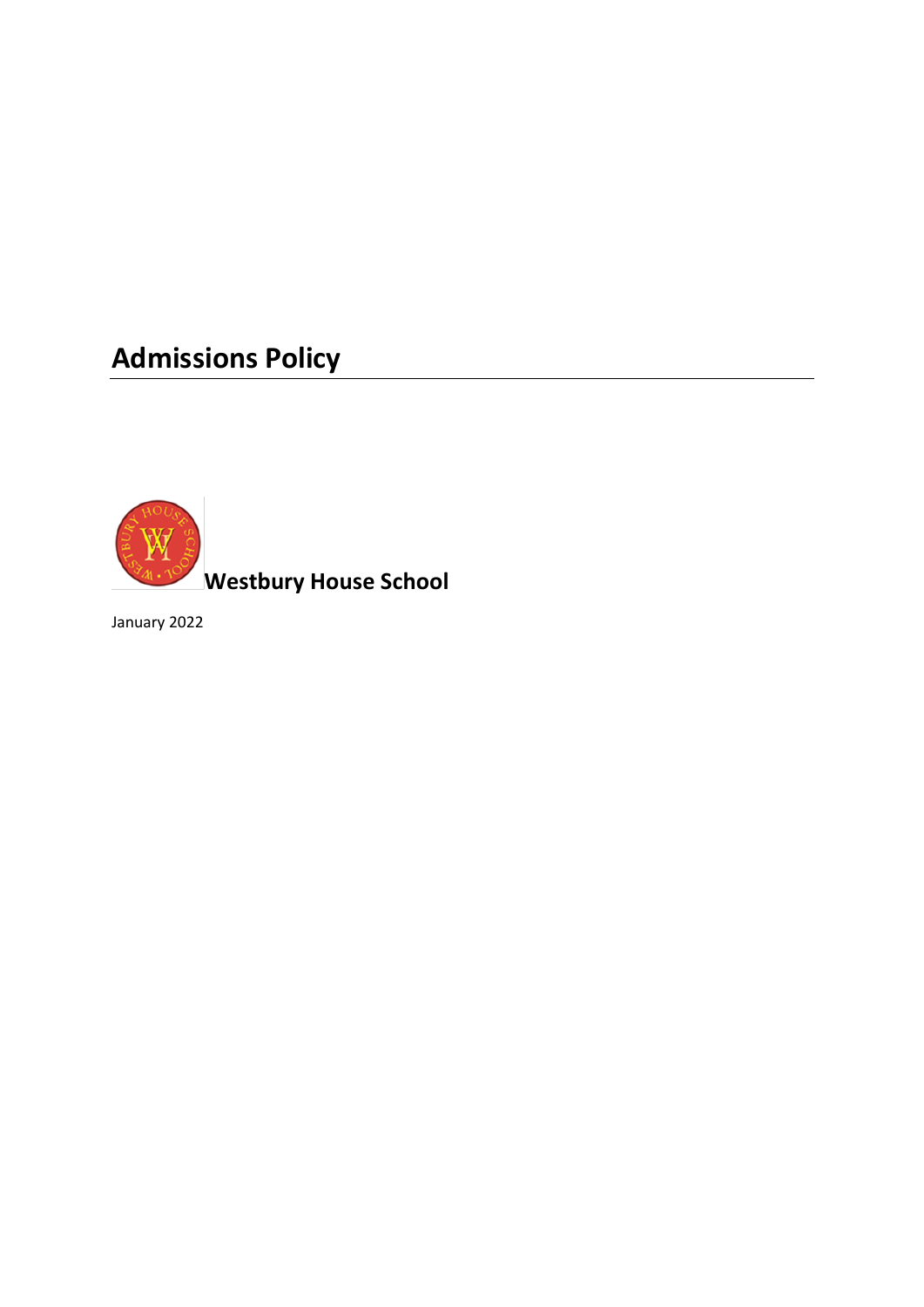# Admissions Policy

**Westbury House School**

January 2022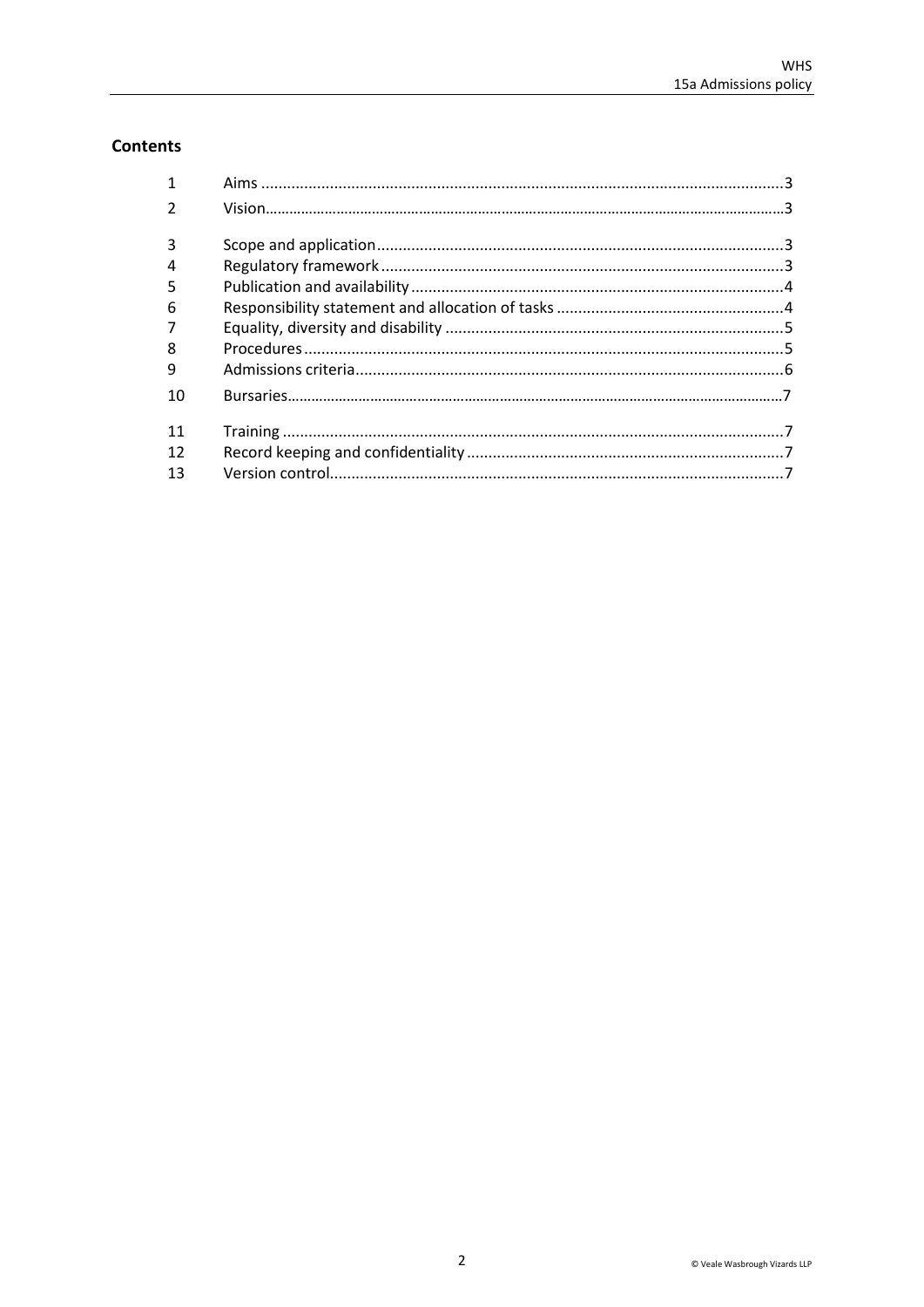## Contents

| | | |
|---|---|---|
| 1 | Aims | 3 |
| 2 | Vision | 3 |
| 3 | Scope and application | 3 |
| 4 | Regulatory framework | 3 |
| 5 | Publication and availability | 4 |
| 6 | Responsibility statement and allocation of tasks | 4 |
| 7 | Equality, diversity and disability | 5 |
| 8 | Procedures | 5 |
| 9 | Admissions criteria | 6 |
| 10 | Bursaries | 7 |
| 11 | Training | 7 |
| 12 | Record keeping and confidentiality | 7 |
| 13 | Version control | 7 |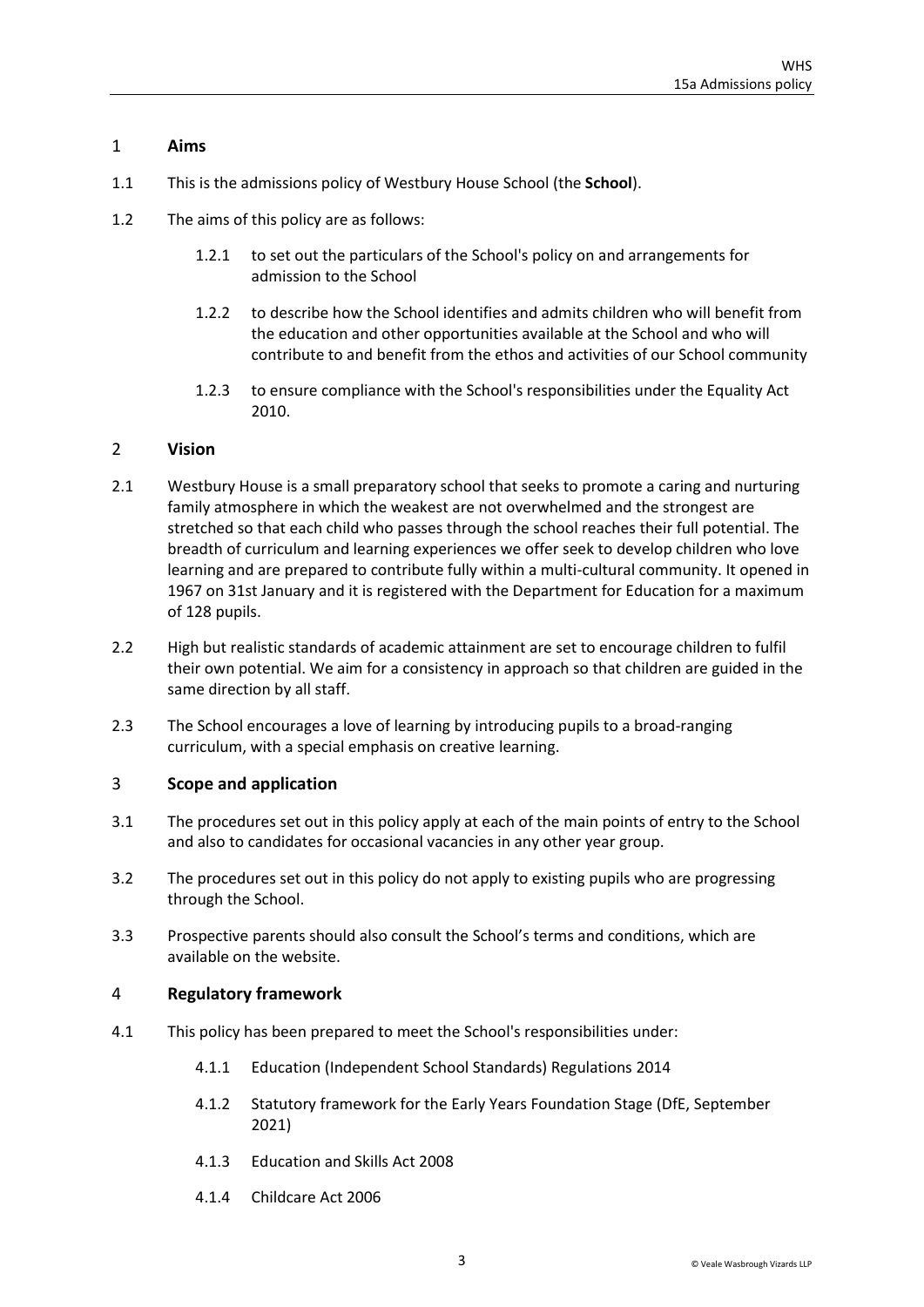## 1 Aims

1.1 This is the admissions policy of Westbury House School (the **School**).

1.2 The aims of this policy are as follows:

1.2.1 to set out the particulars of the School's policy on and arrangements for admission to the School

1.2.2 to describe how the School identifies and admits children who will benefit from the education and other opportunities available at the School and who will contribute to and benefit from the ethos and activities of our School community

1.2.3 to ensure compliance with the School's responsibilities under the Equality Act 2010.

## 2 Vision

2.1 Westbury House is a small preparatory school that seeks to promote a caring and nurturing family atmosphere in which the weakest are not overwhelmed and the strongest are stretched so that each child who passes through the school reaches their full potential. The breadth of curriculum and learning experiences we offer seek to develop children who love learning and are prepared to contribute fully within a multi-cultural community. It opened in 1967 on 31st January and it is registered with the Department for Education for a maximum of 128 pupils.

2.2 High but realistic standards of academic attainment are set to encourage children to fulfil their own potential. We aim for a consistency in approach so that children are guided in the same direction by all staff.

2.3 The School encourages a love of learning by introducing pupils to a broad-ranging curriculum, with a special emphasis on creative learning.

## 3 Scope and application

3.1 The procedures set out in this policy apply at each of the main points of entry to the School and also to candidates for occasional vacancies in any other year group.

3.2 The procedures set out in this policy do not apply to existing pupils who are progressing through the School.

3.3 Prospective parents should also consult the School's terms and conditions, which are available on the website.

## 4 Regulatory framework

4.1 This policy has been prepared to meet the School's responsibilities under:

4.1.1 Education (Independent School Standards) Regulations 2014

4.1.2 Statutory framework for the Early Years Foundation Stage (DfE, September 2021)

4.1.3 Education and Skills Act 2008

4.1.4 Childcare Act 2006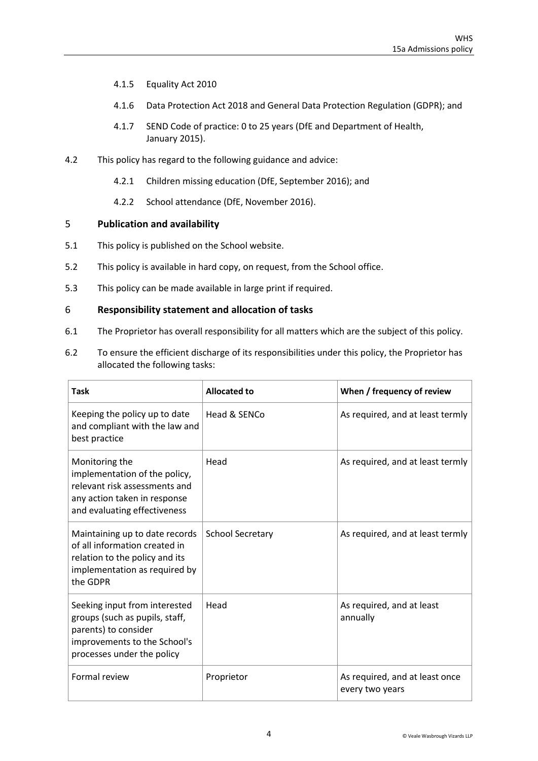4.1.5 Equality Act 2010

4.1.6 Data Protection Act 2018 and General Data Protection Regulation (GDPR); and

4.1.7 SEND Code of practice: 0 to 25 years (DfE and Department of Health, January 2015).

4.2 This policy has regard to the following guidance and advice:

4.2.1 Children missing education (DfE, September 2016); and

4.2.2 School attendance (DfE, November 2016).

## 5 Publication and availability

5.1 This policy is published on the School website.

5.2 This policy is available in hard copy, on request, from the School office.

5.3 This policy can be made available in large print if required.

## 6 Responsibility statement and allocation of tasks

6.1 The Proprietor has overall responsibility for all matters which are the subject of this policy.

6.2 To ensure the efficient discharge of its responsibilities under this policy, the Proprietor has allocated the following tasks:

| Task | Allocated to | When / frequency of review |
|---|---|---|
| Keeping the policy up to date and compliant with the law and best practice | Head & SENCo | As required, and at least termly |
| Monitoring the implementation of the policy, relevant risk assessments and any action taken in response and evaluating effectiveness | Head | As required, and at least termly |
| Maintaining up to date records of all information created in relation to the policy and its implementation as required by the GDPR | School Secretary | As required, and at least termly |
| Seeking input from interested groups (such as pupils, staff, parents) to consider improvements to the School's processes under the policy | Head | As required, and at least annually |
| Formal review | Proprietor | As required, and at least once every two years |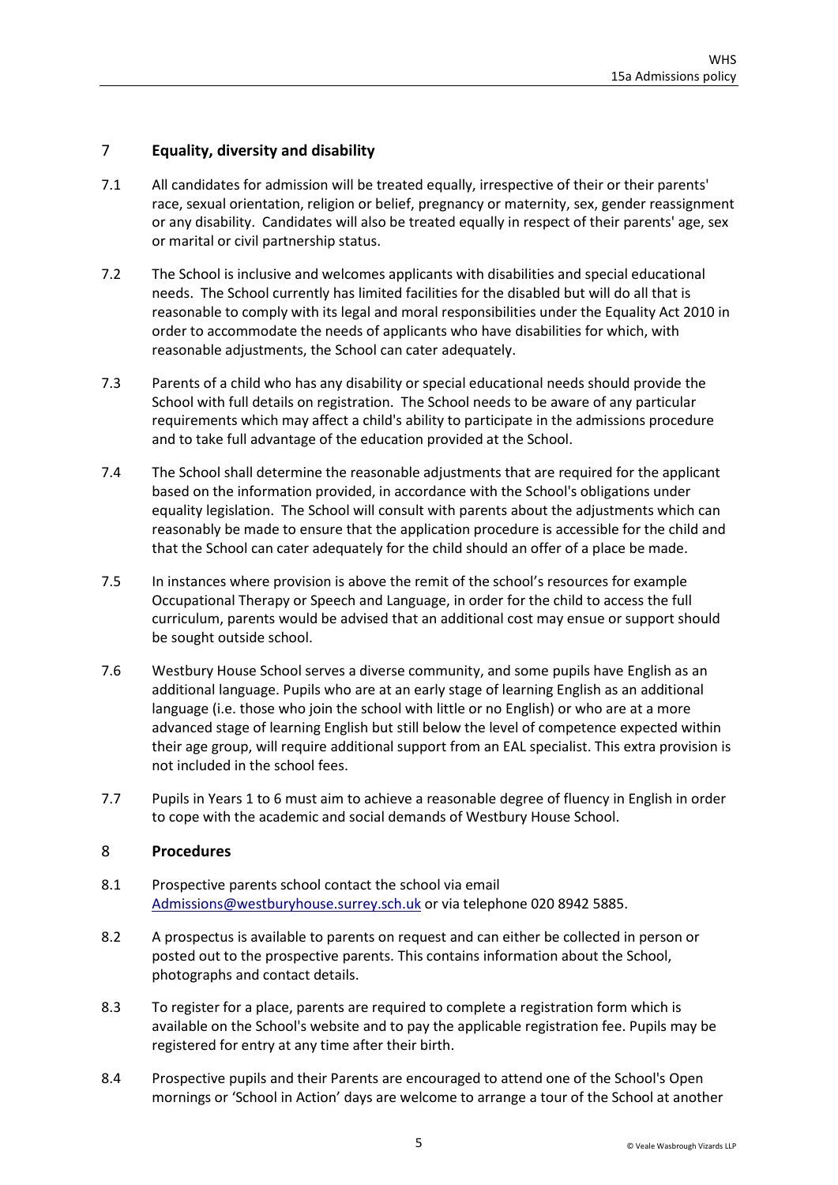## 7 Equality, diversity and disability

7.1 All candidates for admission will be treated equally, irrespective of their or their parents' race, sexual orientation, religion or belief, pregnancy or maternity, sex, gender reassignment or any disability. Candidates will also be treated equally in respect of their parents' age, sex or marital or civil partnership status.

7.2 The School is inclusive and welcomes applicants with disabilities and special educational needs. The School currently has limited facilities for the disabled but will do all that is reasonable to comply with its legal and moral responsibilities under the Equality Act 2010 in order to accommodate the needs of applicants who have disabilities for which, with reasonable adjustments, the School can cater adequately.

7.3 Parents of a child who has any disability or special educational needs should provide the School with full details on registration. The School needs to be aware of any particular requirements which may affect a child's ability to participate in the admissions procedure and to take full advantage of the education provided at the School.

7.4 The School shall determine the reasonable adjustments that are required for the applicant based on the information provided, in accordance with the School's obligations under equality legislation. The School will consult with parents about the adjustments which can reasonably be made to ensure that the application procedure is accessible for the child and that the School can cater adequately for the child should an offer of a place be made.

7.5 In instances where provision is above the remit of the school's resources for example Occupational Therapy or Speech and Language, in order for the child to access the full curriculum, parents would be advised that an additional cost may ensue or support should be sought outside school.

7.6 Westbury House School serves a diverse community, and some pupils have English as an additional language. Pupils who are at an early stage of learning English as an additional language (i.e. those who join the school with little or no English) or who are at a more advanced stage of learning English but still below the level of competence expected within their age group, will require additional support from an EAL specialist. This extra provision is not included in the school fees.

7.7 Pupils in Years 1 to 6 must aim to achieve a reasonable degree of fluency in English in order to cope with the academic and social demands of Westbury House School.

## 8 Procedures

8.1 Prospective parents school contact the school via email Admissions@westburyhouse.surrey.sch.uk or via telephone 020 8942 5885.

8.2 A prospectus is available to parents on request and can either be collected in person or posted out to the prospective parents. This contains information about the School, photographs and contact details.

8.3 To register for a place, parents are required to complete a registration form which is available on the School's website and to pay the applicable registration fee. Pupils may be registered for entry at any time after their birth.

8.4 Prospective pupils and their Parents are encouraged to attend one of the School's Open mornings or 'School in Action' days are welcome to arrange a tour of the School at another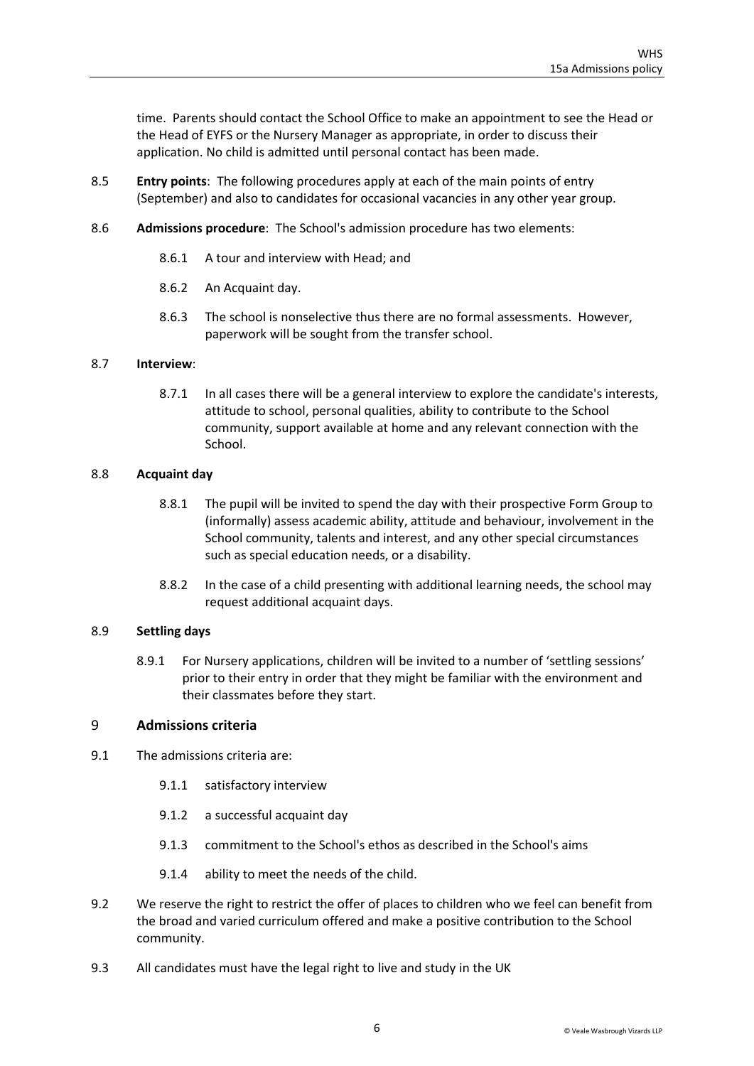time. Parents should contact the School Office to make an appointment to see the Head or the Head of EYFS or the Nursery Manager as appropriate, in order to discuss their application. No child is admitted until personal contact has been made.

8.5 **Entry points**: The following procedures apply at each of the main points of entry (September) and also to candidates for occasional vacancies in any other year group.

8.6 **Admissions procedure**: The School's admission procedure has two elements:

8.6.1 A tour and interview with Head; and

8.6.2 An Acquaint day.

8.6.3 The school is nonselective thus there are no formal assessments. However, paperwork will be sought from the transfer school.

8.7 **Interview**:

8.7.1 In all cases there will be a general interview to explore the candidate's interests, attitude to school, personal qualities, ability to contribute to the School community, support available at home and any relevant connection with the School.

8.8 **Acquaint day**

8.8.1 The pupil will be invited to spend the day with their prospective Form Group to (informally) assess academic ability, attitude and behaviour, involvement in the School community, talents and interest, and any other special circumstances such as special education needs, or a disability.

8.8.2 In the case of a child presenting with additional learning needs, the school may request additional acquaint days.

8.9 **Settling days**

8.9.1 For Nursery applications, children will be invited to a number of 'settling sessions' prior to their entry in order that they might be familiar with the environment and their classmates before they start.

## 9 Admissions criteria

9.1 The admissions criteria are:

9.1.1 satisfactory interview

9.1.2 a successful acquaint day

9.1.3 commitment to the School's ethos as described in the School's aims

9.1.4 ability to meet the needs of the child.

9.2 We reserve the right to restrict the offer of places to children who we feel can benefit from the broad and varied curriculum offered and make a positive contribution to the School community.

9.3 All candidates must have the legal right to live and study in the UK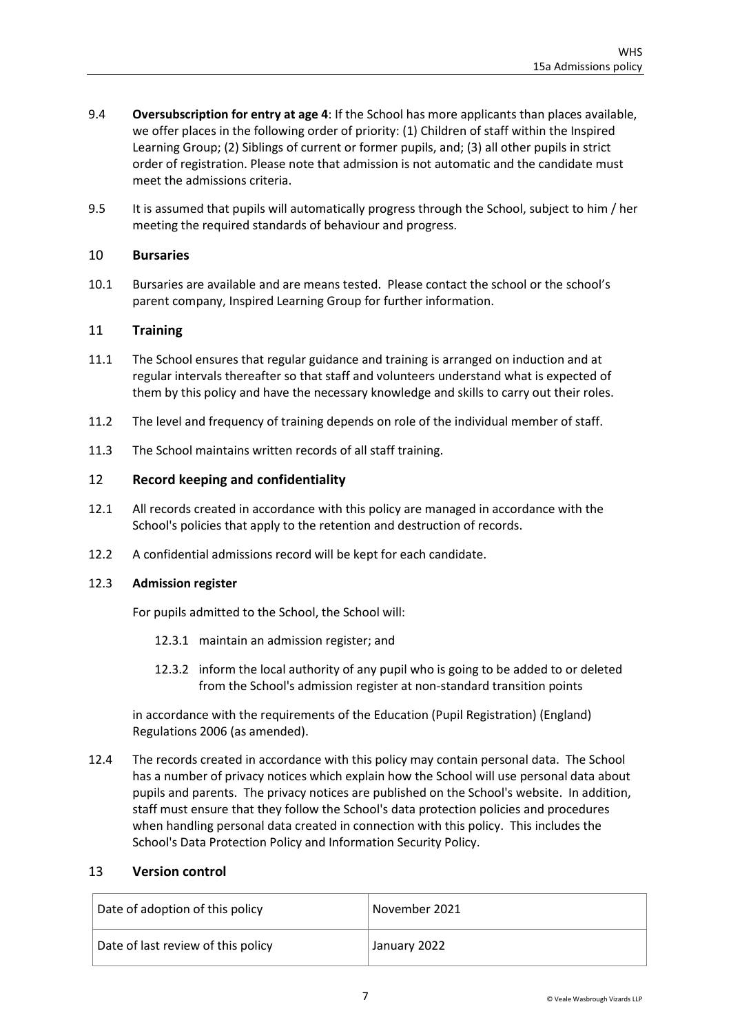9.4 **Oversubscription for entry at age 4**: If the School has more applicants than places available, we offer places in the following order of priority: (1) Children of staff within the Inspired Learning Group; (2) Siblings of current or former pupils, and; (3) all other pupils in strict order of registration. Please note that admission is not automatic and the candidate must meet the admissions criteria.

9.5 It is assumed that pupils will automatically progress through the School, subject to him / her meeting the required standards of behaviour and progress.

## 10 Bursaries

10.1 Bursaries are available and are means tested. Please contact the school or the school's parent company, Inspired Learning Group for further information.

## 11 Training

11.1 The School ensures that regular guidance and training is arranged on induction and at regular intervals thereafter so that staff and volunteers understand what is expected of them by this policy and have the necessary knowledge and skills to carry out their roles.

11.2 The level and frequency of training depends on role of the individual member of staff.

11.3 The School maintains written records of all staff training.

## 12 Record keeping and confidentiality

12.1 All records created in accordance with this policy are managed in accordance with the School's policies that apply to the retention and destruction of records.

12.2 A confidential admissions record will be kept for each candidate.

12.3 **Admission register**

For pupils admitted to the School, the School will:

12.3.1 maintain an admission register; and

12.3.2 inform the local authority of any pupil who is going to be added to or deleted from the School's admission register at non-standard transition points

in accordance with the requirements of the Education (Pupil Registration) (England) Regulations 2006 (as amended).

12.4 The records created in accordance with this policy may contain personal data. The School has a number of privacy notices which explain how the School will use personal data about pupils and parents. The privacy notices are published on the School's website. In addition, staff must ensure that they follow the School's data protection policies and procedures when handling personal data created in connection with this policy. This includes the School's Data Protection Policy and Information Security Policy.

## 13 Version control

| Date of adoption of this policy | November 2021 |
|---|---|
| Date of last review of this policy | January 2022 |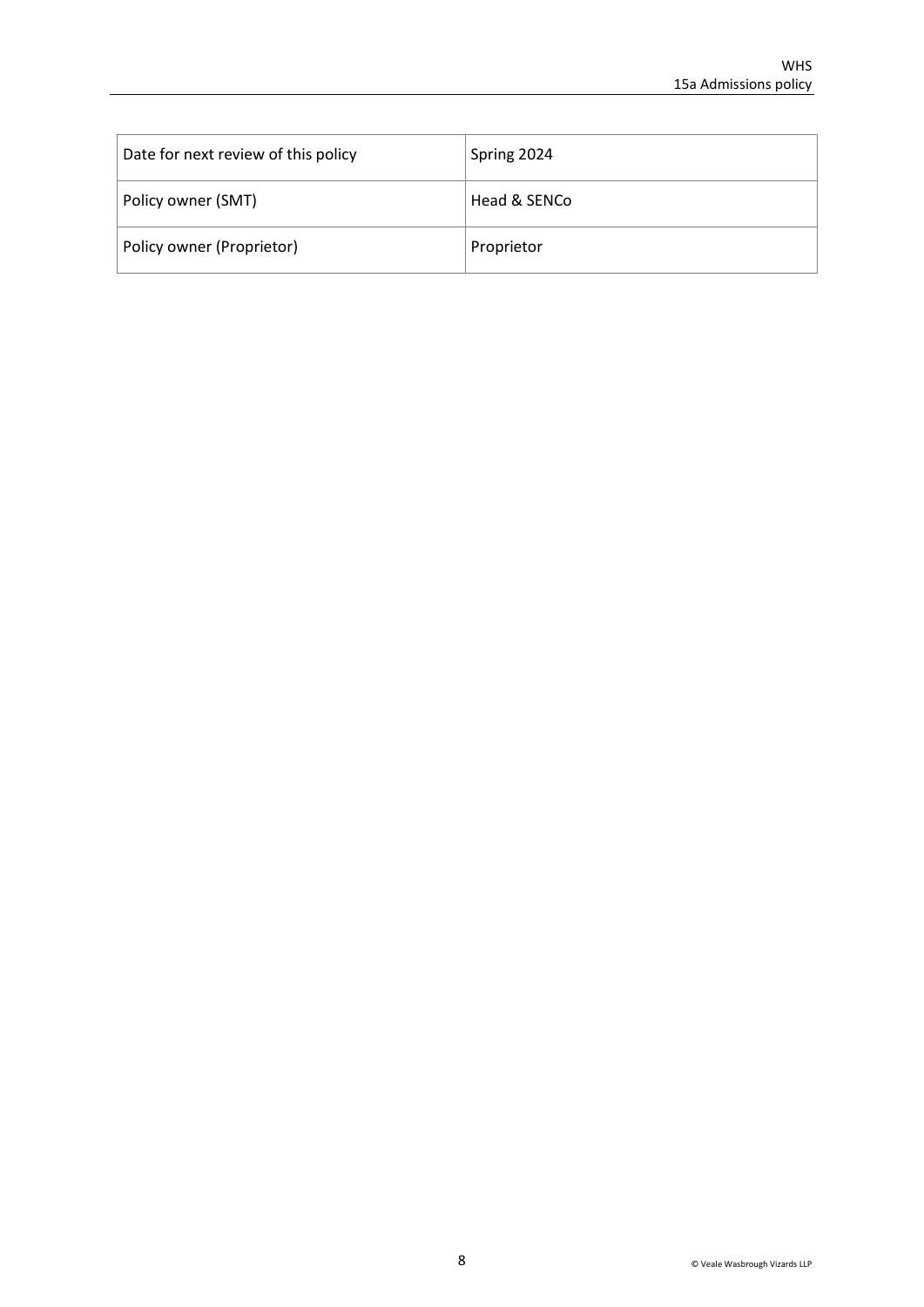| | |
|---|---|
| Date for next review of this policy | Spring 2024 |
| Policy owner (SMT) | Head & SENCo |
| Policy owner (Proprietor) | Proprietor |